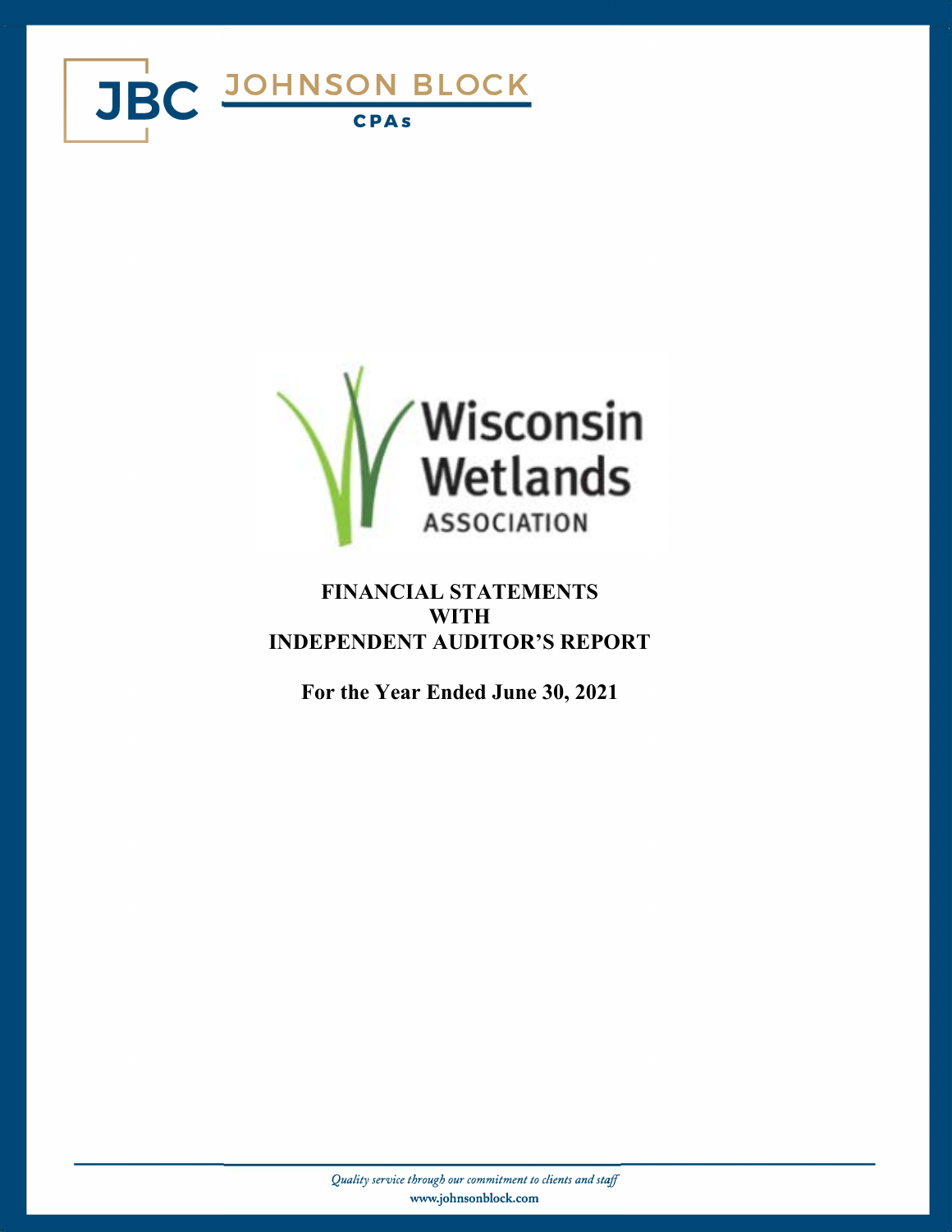JBC JOHNSON BLOCK CPAs

Wisconsin Wetlands ASSOCIATION

# FINANCIAL STATEMENTS WITH INDEPENDENT AUDITOR'S REPORT

## For the Year Ended June 30, 2021

*Quality service through our commitment to clients and staff*

www.johnsonblock.com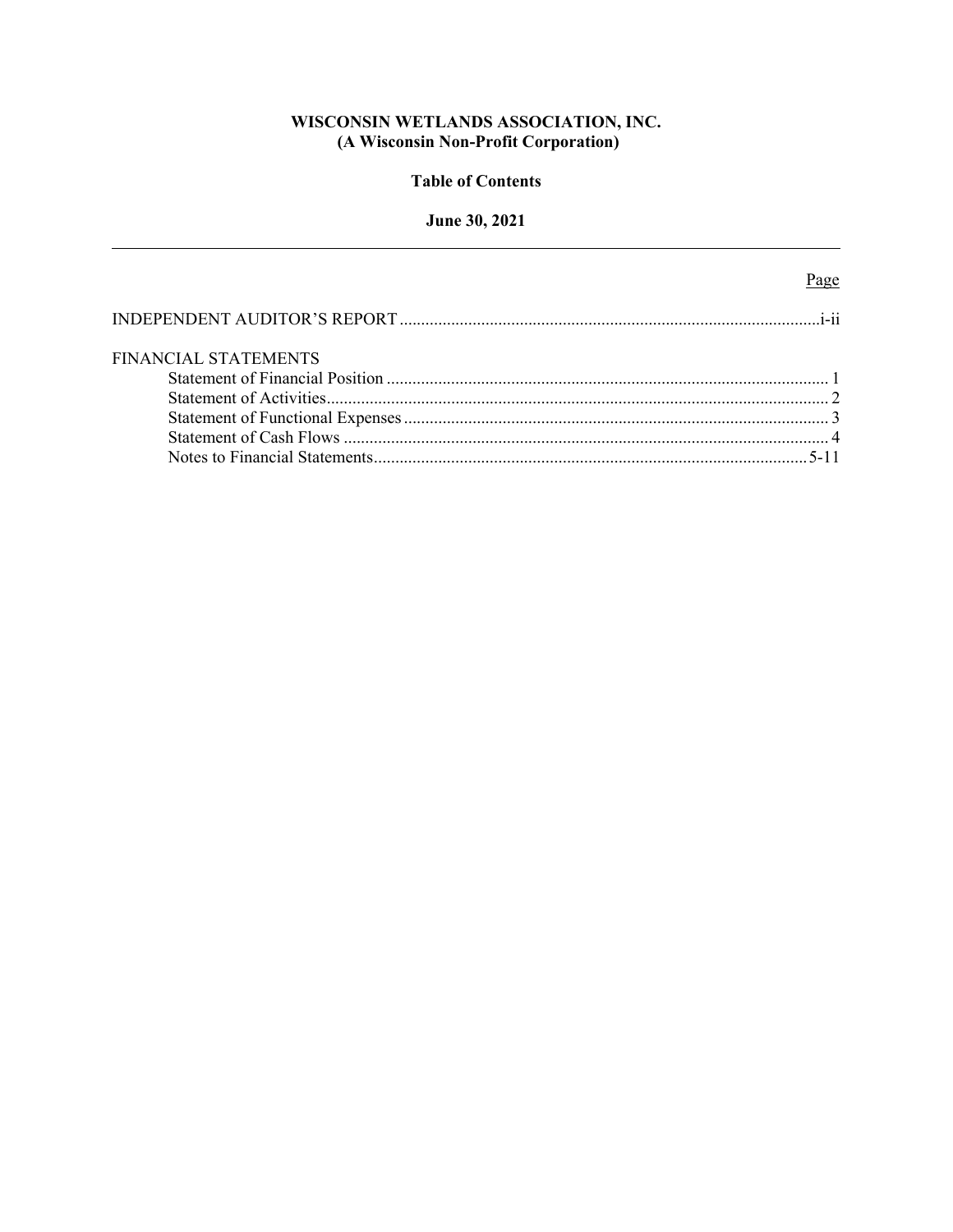**WISCONSIN WETLANDS ASSOCIATION, INC.**
**(A Wisconsin Non-Profit Corporation)**

**Table of Contents**

**June 30, 2021**

---

| | Page |
|---|---|
| INDEPENDENT AUDITOR'S REPORT | i-ii |
| FINANCIAL STATEMENTS | |
| Statement of Financial Position | 1 |
| Statement of Activities | 2 |
| Statement of Functional Expenses | 3 |
| Statement of Cash Flows | 4 |
| Notes to Financial Statements | 5-11 |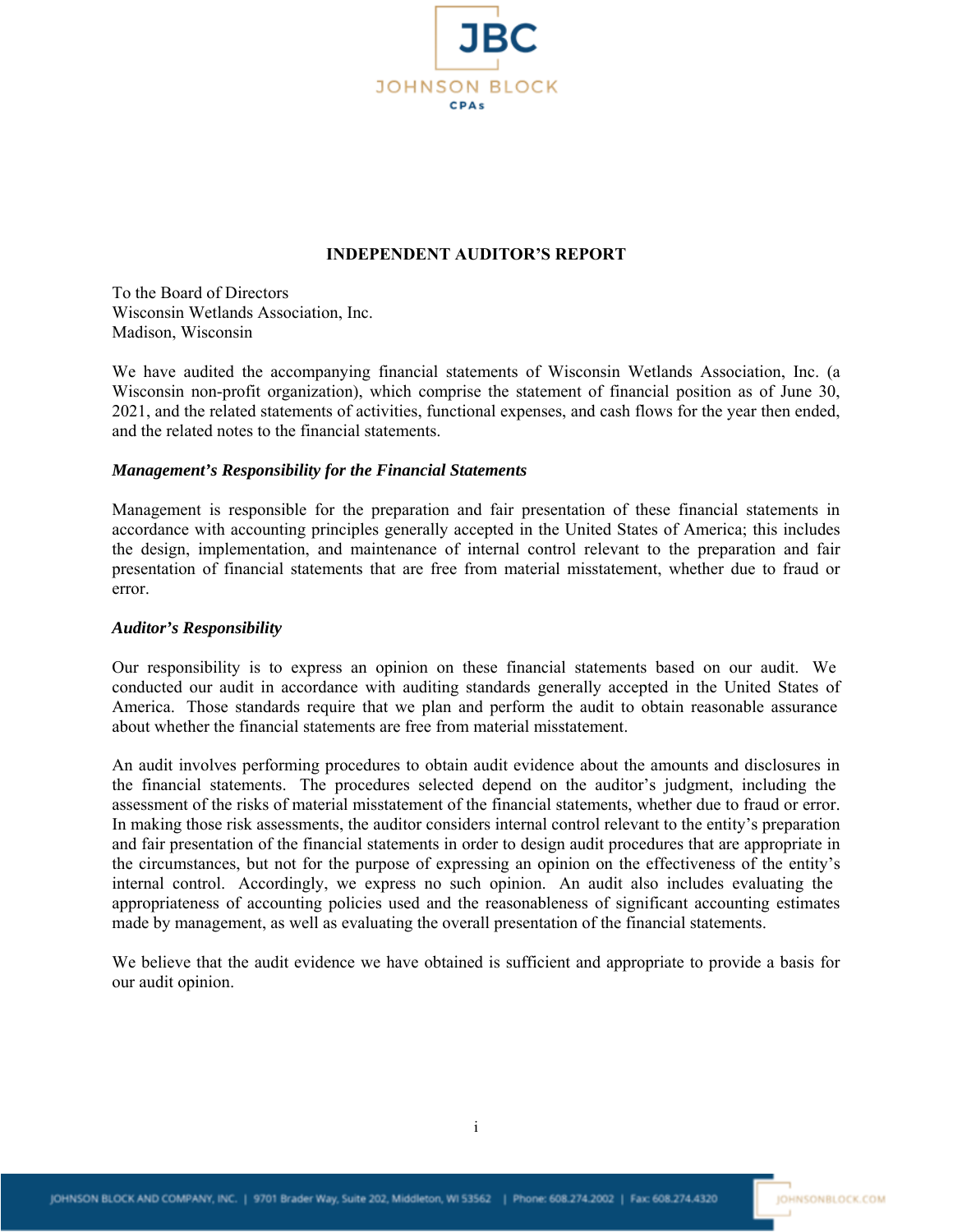**INDEPENDENT AUDITOR'S REPORT**

To the Board of Directors
Wisconsin Wetlands Association, Inc.
Madison, Wisconsin

We have audited the accompanying financial statements of Wisconsin Wetlands Association, Inc. (a Wisconsin non-profit organization), which comprise the statement of financial position as of June 30, 2021, and the related statements of activities, functional expenses, and cash flows for the year then ended, and the related notes to the financial statements.

***Management's Responsibility for the Financial Statements***

Management is responsible for the preparation and fair presentation of these financial statements in accordance with accounting principles generally accepted in the United States of America; this includes the design, implementation, and maintenance of internal control relevant to the preparation and fair presentation of financial statements that are free from material misstatement, whether due to fraud or error.

***Auditor's Responsibility***

Our responsibility is to express an opinion on these financial statements based on our audit. We conducted our audit in accordance with auditing standards generally accepted in the United States of America. Those standards require that we plan and perform the audit to obtain reasonable assurance about whether the financial statements are free from material misstatement.

An audit involves performing procedures to obtain audit evidence about the amounts and disclosures in the financial statements. The procedures selected depend on the auditor's judgment, including the assessment of the risks of material misstatement of the financial statements, whether due to fraud or error. In making those risk assessments, the auditor considers internal control relevant to the entity's preparation and fair presentation of the financial statements in order to design audit procedures that are appropriate in the circumstances, but not for the purpose of expressing an opinion on the effectiveness of the entity's internal control. Accordingly, we express no such opinion. An audit also includes evaluating the appropriateness of accounting policies used and the reasonableness of significant accounting estimates made by management, as well as evaluating the overall presentation of the financial statements.

We believe that the audit evidence we have obtained is sufficient and appropriate to provide a basis for our audit opinion.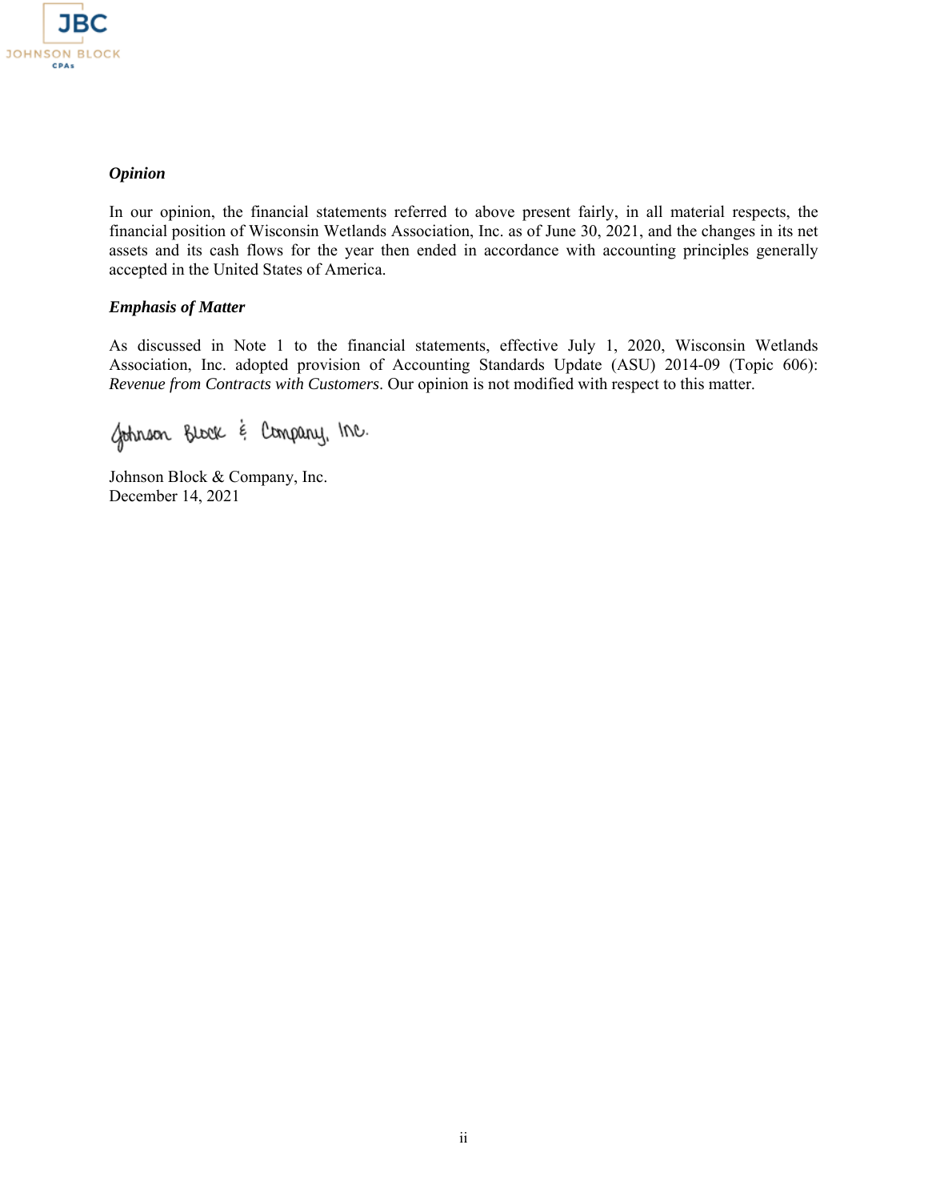***Opinion***

In our opinion, the financial statements referred to above present fairly, in all material respects, the financial position of Wisconsin Wetlands Association, Inc. as of June 30, 2021, and the changes in its net assets and its cash flows for the year then ended in accordance with accounting principles generally accepted in the United States of America.

***Emphasis of Matter***

As discussed in Note 1 to the financial statements, effective July 1, 2020, Wisconsin Wetlands Association, Inc. adopted provision of Accounting Standards Update (ASU) 2014-09 (Topic 606): *Revenue from Contracts with Customers*. Our opinion is not modified with respect to this matter.

Johnson Block & Company, Inc.

Johnson Block & Company, Inc.
December 14, 2021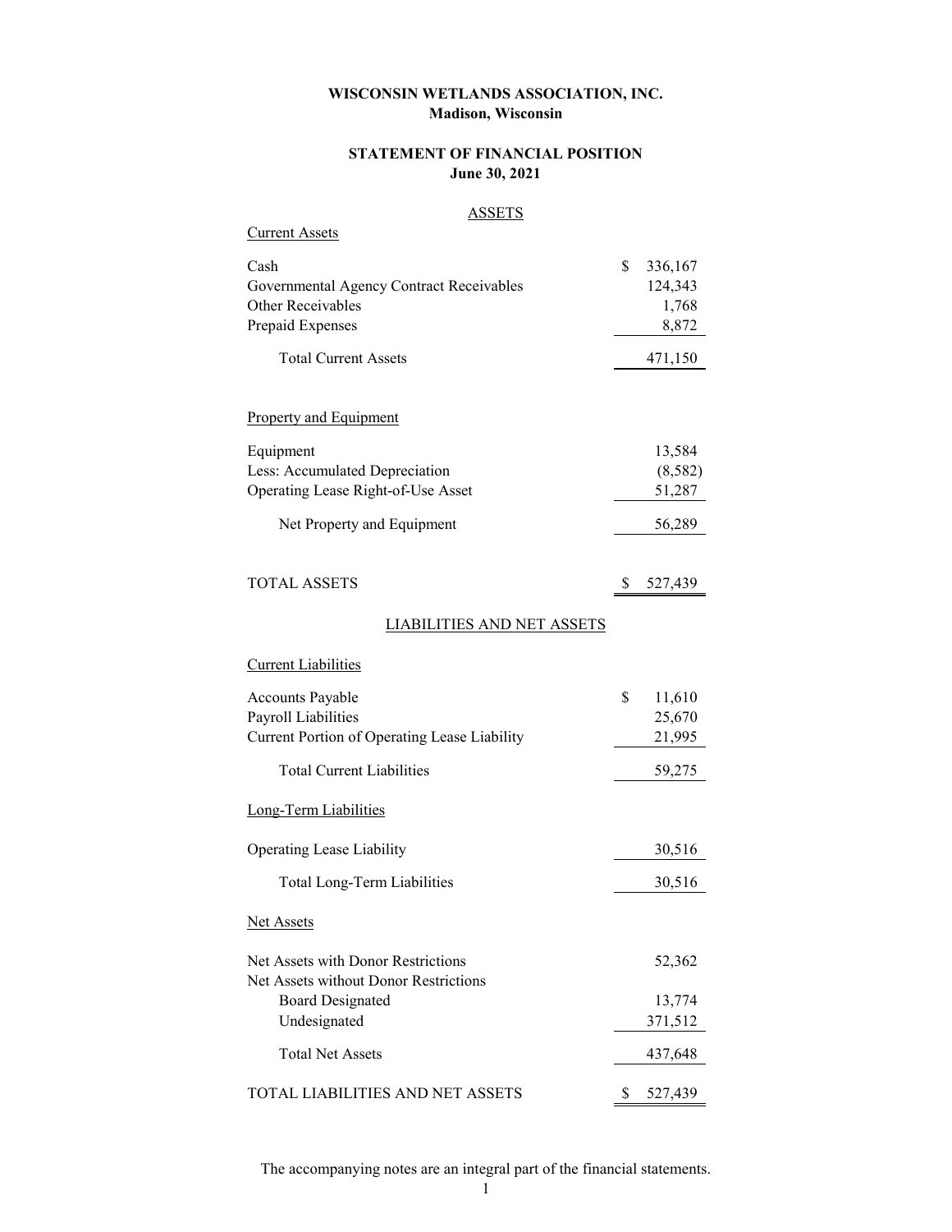# WISCONSIN WETLANDS ASSOCIATION, INC.
**Madison, Wisconsin**

## STATEMENT OF FINANCIAL POSITION
**June 30, 2021**

### ASSETS

| | |
|---|---|
| **Current Assets** | |
| Cash | $ 336,167 |
| Governmental Agency Contract Receivables | 124,343 |
| Other Receivables | 1,768 |
| Prepaid Expenses | 8,872 |
| Total Current Assets | 471,150 |
| **Property and Equipment** | |
| Equipment | 13,584 |
| Less: Accumulated Depreciation | (8,582) |
| Operating Lease Right-of-Use Asset | 51,287 |
| Net Property and Equipment | 56,289 |
| TOTAL ASSETS | $ 527,439 |

### LIABILITIES AND NET ASSETS

| | |
|---|---|
| **Current Liabilities** | |
| Accounts Payable | $ 11,610 |
| Payroll Liabilities | 25,670 |
| Current Portion of Operating Lease Liability | 21,995 |
| Total Current Liabilities | 59,275 |
| **Long-Term Liabilities** | |
| Operating Lease Liability | 30,516 |
| Total Long-Term Liabilities | 30,516 |
| **Net Assets** | |
| Net Assets with Donor Restrictions | 52,362 |
| Net Assets without Donor Restrictions | |
| Board Designated | 13,774 |
| Undesignated | 371,512 |
| Total Net Assets | 437,648 |
| TOTAL LIABILITIES AND NET ASSETS | $ 527,439 |

The accompanying notes are an integral part of the financial statements.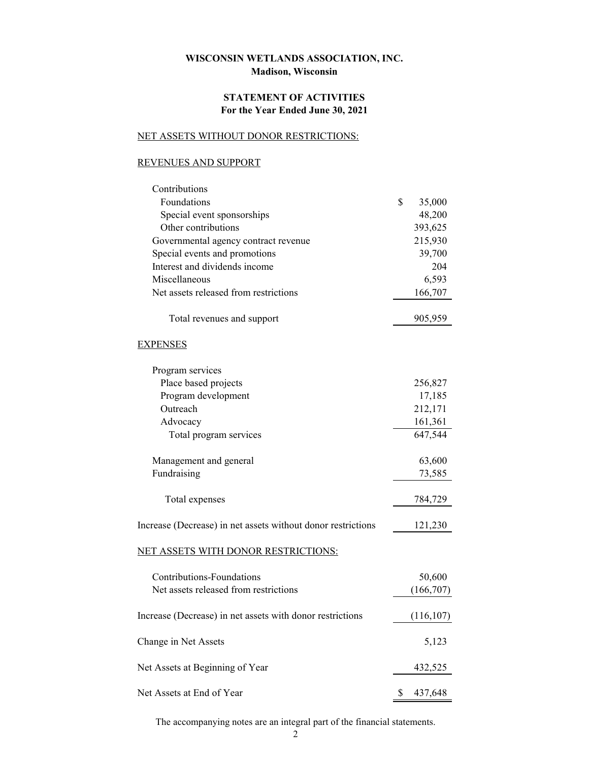# WISCONSIN WETLANDS ASSOCIATION, INC.
## Madison, Wisconsin

## STATEMENT OF ACTIVITIES
### For the Year Ended June 30, 2021

| | |
|---|---|
| NET ASSETS WITHOUT DONOR RESTRICTIONS: | |
| REVENUES AND SUPPORT | |
| Contributions | |
| Foundations | $ 35,000 |
| Special event sponsorships | 48,200 |
| Other contributions | 393,625 |
| Governmental agency contract revenue | 215,930 |
| Special events and promotions | 39,700 |
| Interest and dividends income | 204 |
| Miscellaneous | 6,593 |
| Net assets released from restrictions | 166,707 |
| Total revenues and support | 905,959 |
| EXPENSES | |
| Program services | |
| Place based projects | 256,827 |
| Program development | 17,185 |
| Outreach | 212,171 |
| Advocacy | 161,361 |
| Total program services | 647,544 |
| Management and general | 63,600 |
| Fundraising | 73,585 |
| Total expenses | 784,729 |
| Increase (Decrease) in net assets without donor restrictions | 121,230 |
| NET ASSETS WITH DONOR RESTRICTIONS: | |
| Contributions-Foundations | 50,600 |
| Net assets released from restrictions | (166,707) |
| Increase (Decrease) in net assets with donor restrictions | (116,107) |
| Change in Net Assets | 5,123 |
| Net Assets at Beginning of Year | 432,525 |
| Net Assets at End of Year | $ 437,648 |

The accompanying notes are an integral part of the financial statements.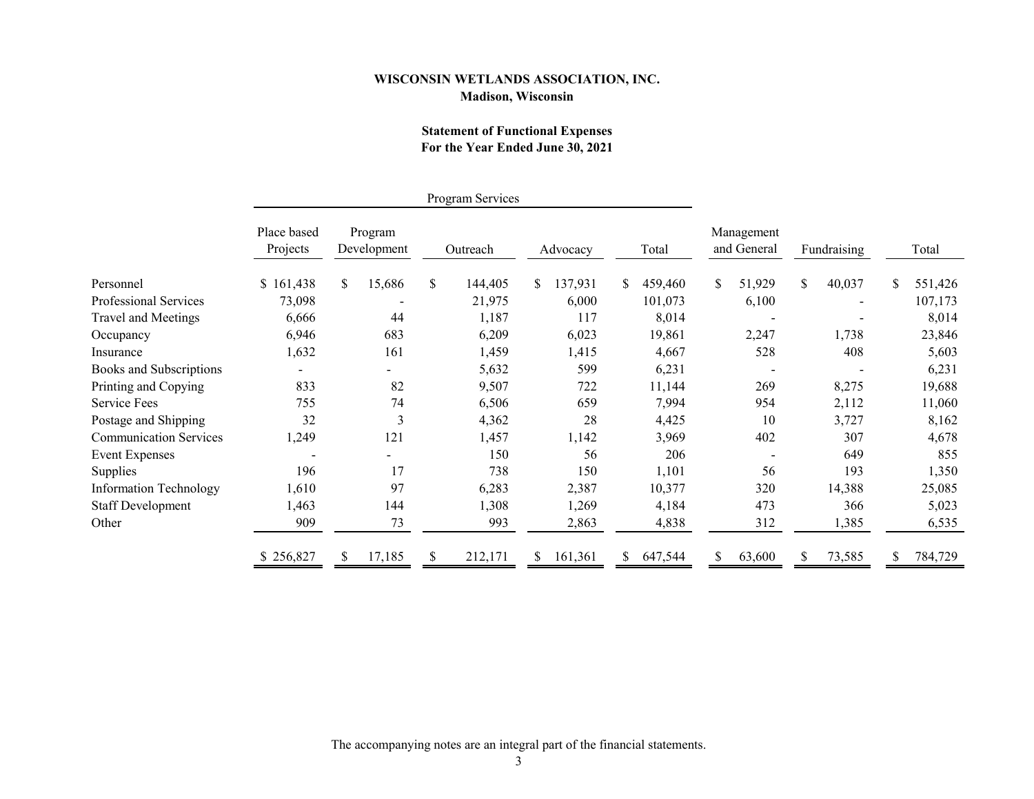**WISCONSIN WETLANDS ASSOCIATION, INC.**
**Madison, Wisconsin**

**Statement of Functional Expenses**
**For the Year Ended June 30, 2021**

| | Program Services | | | | | | | |
|---|---|---|---|---|---|---|---|---|
| | Place based Projects | Program Development | Outreach | Advocacy | Total | Management and General | Fundraising | Total |
| Personnel | $ 161,438 | $ 15,686 | $ 144,405 | $ 137,931 | $ 459,460 | $ 51,929 | $ 40,037 | $ 551,426 |
| Professional Services | 73,098 | - | 21,975 | 6,000 | 101,073 | 6,100 | - | 107,173 |
| Travel and Meetings | 6,666 | 44 | 1,187 | 117 | 8,014 | - | - | 8,014 |
| Occupancy | 6,946 | 683 | 6,209 | 6,023 | 19,861 | 2,247 | 1,738 | 23,846 |
| Insurance | 1,632 | 161 | 1,459 | 1,415 | 4,667 | 528 | 408 | 5,603 |
| Books and Subscriptions | - | - | 5,632 | 599 | 6,231 | - | - | 6,231 |
| Printing and Copying | 833 | 82 | 9,507 | 722 | 11,144 | 269 | 8,275 | 19,688 |
| Service Fees | 755 | 74 | 6,506 | 659 | 7,994 | 954 | 2,112 | 11,060 |
| Postage and Shipping | 32 | 3 | 4,362 | 28 | 4,425 | 10 | 3,727 | 8,162 |
| Communication Services | 1,249 | 121 | 1,457 | 1,142 | 3,969 | 402 | 307 | 4,678 |
| Event Expenses | - | - | 150 | 56 | 206 | - | 649 | 855 |
| Supplies | 196 | 17 | 738 | 150 | 1,101 | 56 | 193 | 1,350 |
| Information Technology | 1,610 | 97 | 6,283 | 2,387 | 10,377 | 320 | 14,388 | 25,085 |
| Staff Development | 1,463 | 144 | 1,308 | 1,269 | 4,184 | 473 | 366 | 5,023 |
| Other | 909 | 73 | 993 | 2,863 | 4,838 | 312 | 1,385 | 6,535 |
| | $ 256,827 | $ 17,185 | $ 212,171 | $ 161,361 | $ 647,544 | $ 63,600 | $ 73,585 | $ 784,729 |

The accompanying notes are an integral part of the financial statements.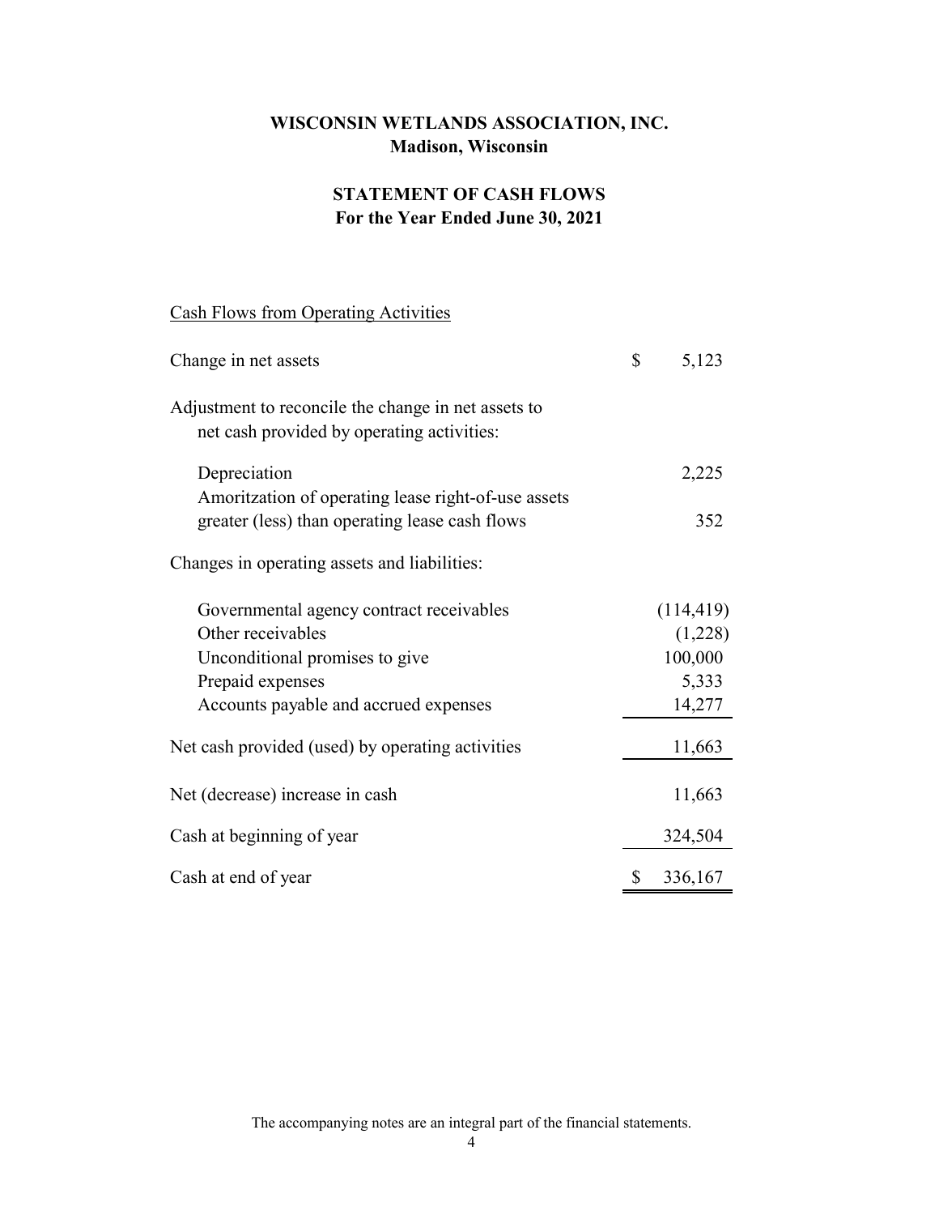**WISCONSIN WETLANDS ASSOCIATION, INC.**
**Madison, Wisconsin**

**STATEMENT OF CASH FLOWS**
**For the Year Ended June 30, 2021**

| | |
|---|---|
| Cash Flows from Operating Activities | |
| Change in net assets | $ 5,123 |
| Adjustment to reconcile the change in net assets to net cash provided by operating activities: | |
| Depreciation | 2,225 |
| Amoritzation of operating lease right-of-use assets greater (less) than operating lease cash flows | 352 |
| Changes in operating assets and liabilities: | |
| Governmental agency contract receivables | (114,419) |
| Other receivables | (1,228) |
| Unconditional promises to give | 100,000 |
| Prepaid expenses | 5,333 |
| Accounts payable and accrued expenses | 14,277 |
| Net cash provided (used) by operating activities | 11,663 |
| Net (decrease) increase in cash | 11,663 |
| Cash at beginning of year | 324,504 |
| Cash at end of year | $ 336,167 |

The accompanying notes are an integral part of the financial statements.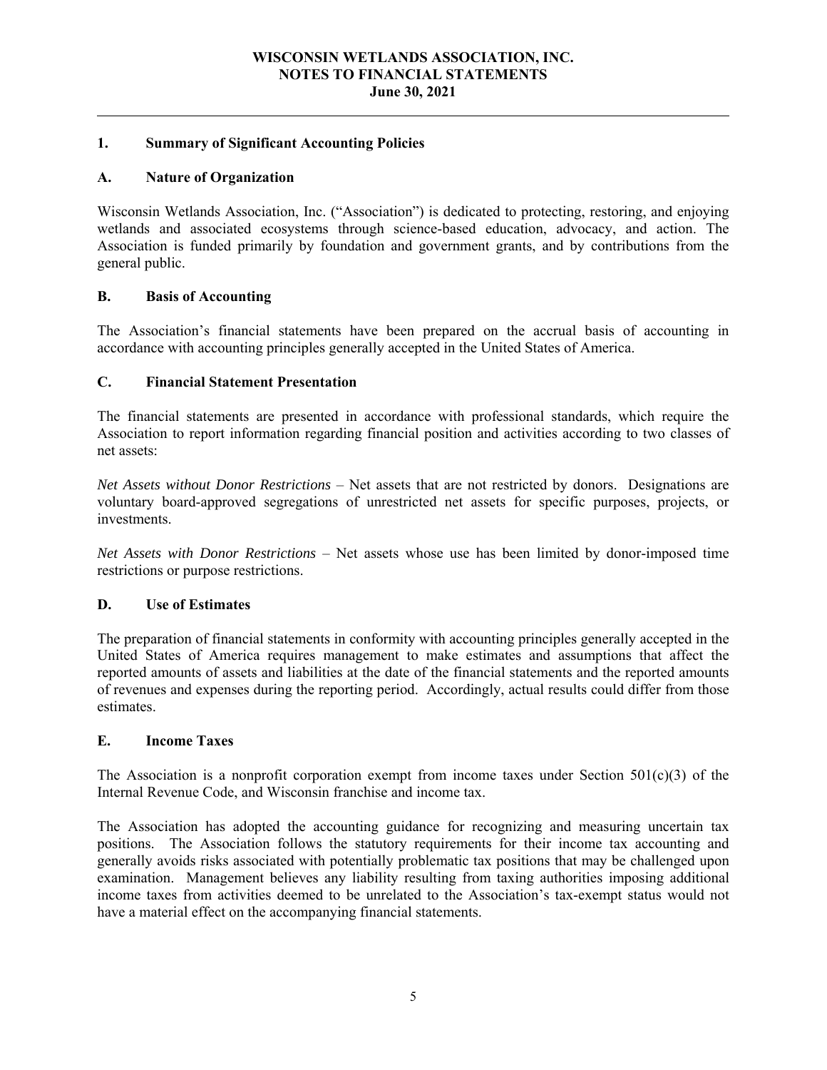# WISCONSIN WETLANDS ASSOCIATION, INC.
## NOTES TO FINANCIAL STATEMENTS
### June 30, 2021

## 1. Summary of Significant Accounting Policies

### A. Nature of Organization

Wisconsin Wetlands Association, Inc. ("Association") is dedicated to protecting, restoring, and enjoying wetlands and associated ecosystems through science-based education, advocacy, and action. The Association is funded primarily by foundation and government grants, and by contributions from the general public.

### B. Basis of Accounting

The Association's financial statements have been prepared on the accrual basis of accounting in accordance with accounting principles generally accepted in the United States of America.

### C. Financial Statement Presentation

The financial statements are presented in accordance with professional standards, which require the Association to report information regarding financial position and activities according to two classes of net assets:

*Net Assets without Donor Restrictions* – Net assets that are not restricted by donors. Designations are voluntary board-approved segregations of unrestricted net assets for specific purposes, projects, or investments.

*Net Assets with Donor Restrictions* – Net assets whose use has been limited by donor-imposed time restrictions or purpose restrictions.

### D. Use of Estimates

The preparation of financial statements in conformity with accounting principles generally accepted in the United States of America requires management to make estimates and assumptions that affect the reported amounts of assets and liabilities at the date of the financial statements and the reported amounts of revenues and expenses during the reporting period. Accordingly, actual results could differ from those estimates.

### E. Income Taxes

The Association is a nonprofit corporation exempt from income taxes under Section 501(c)(3) of the Internal Revenue Code, and Wisconsin franchise and income tax.

The Association has adopted the accounting guidance for recognizing and measuring uncertain tax positions. The Association follows the statutory requirements for their income tax accounting and generally avoids risks associated with potentially problematic tax positions that may be challenged upon examination. Management believes any liability resulting from taxing authorities imposing additional income taxes from activities deemed to be unrelated to the Association's tax-exempt status would not have a material effect on the accompanying financial statements.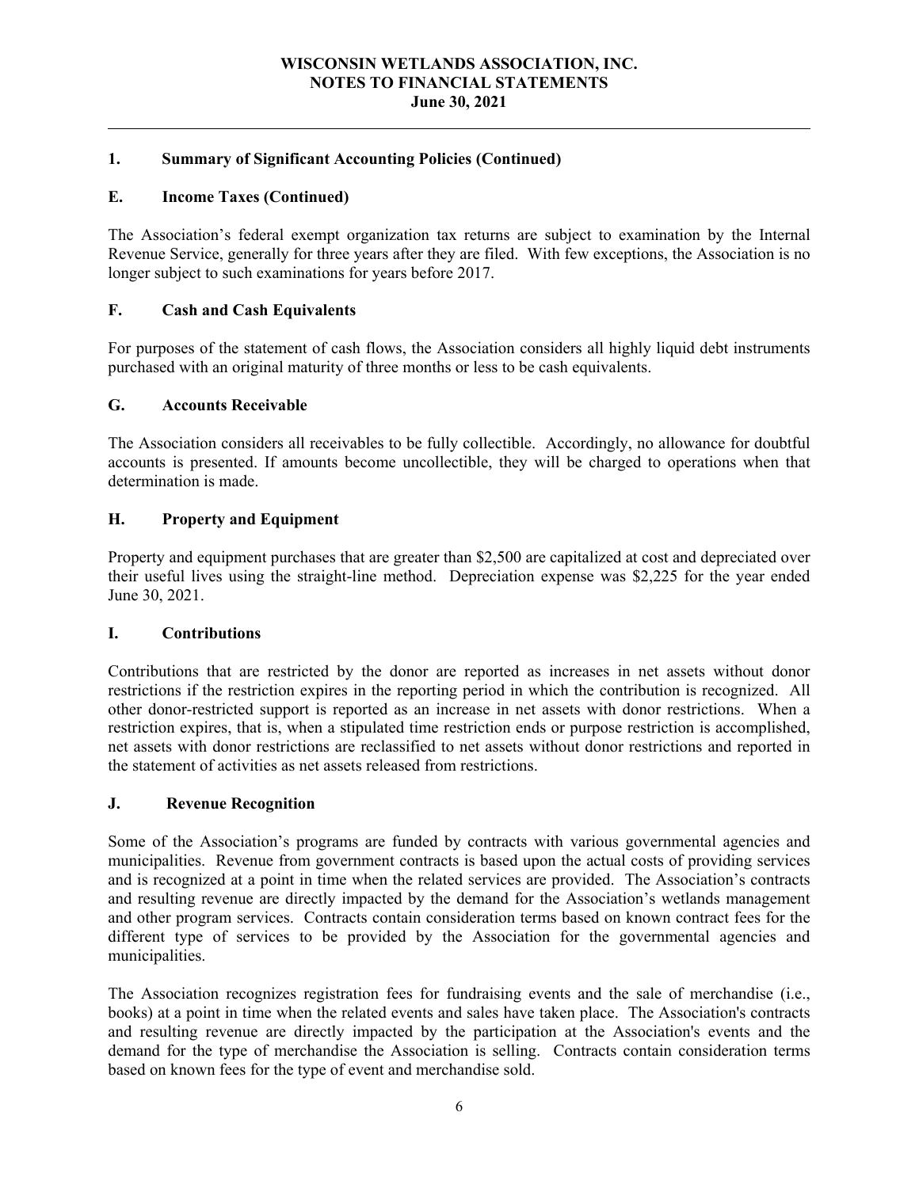## 1. Summary of Significant Accounting Policies (Continued)

### E. Income Taxes (Continued)

The Association's federal exempt organization tax returns are subject to examination by the Internal Revenue Service, generally for three years after they are filed. With few exceptions, the Association is no longer subject to such examinations for years before 2017.

### F. Cash and Cash Equivalents

For purposes of the statement of cash flows, the Association considers all highly liquid debt instruments purchased with an original maturity of three months or less to be cash equivalents.

### G. Accounts Receivable

The Association considers all receivables to be fully collectible. Accordingly, no allowance for doubtful accounts is presented. If amounts become uncollectible, they will be charged to operations when that determination is made.

### H. Property and Equipment

Property and equipment purchases that are greater than $2,500 are capitalized at cost and depreciated over their useful lives using the straight-line method. Depreciation expense was $2,225 for the year ended June 30, 2021.

### I. Contributions

Contributions that are restricted by the donor are reported as increases in net assets without donor restrictions if the restriction expires in the reporting period in which the contribution is recognized. All other donor-restricted support is reported as an increase in net assets with donor restrictions. When a restriction expires, that is, when a stipulated time restriction ends or purpose restriction is accomplished, net assets with donor restrictions are reclassified to net assets without donor restrictions and reported in the statement of activities as net assets released from restrictions.

### J. Revenue Recognition

Some of the Association's programs are funded by contracts with various governmental agencies and municipalities. Revenue from government contracts is based upon the actual costs of providing services and is recognized at a point in time when the related services are provided. The Association's contracts and resulting revenue are directly impacted by the demand for the Association's wetlands management and other program services. Contracts contain consideration terms based on known contract fees for the different type of services to be provided by the Association for the governmental agencies and municipalities.

The Association recognizes registration fees for fundraising events and the sale of merchandise (i.e., books) at a point in time when the related events and sales have taken place. The Association's contracts and resulting revenue are directly impacted by the participation at the Association's events and the demand for the type of merchandise the Association is selling. Contracts contain consideration terms based on known fees for the type of event and merchandise sold.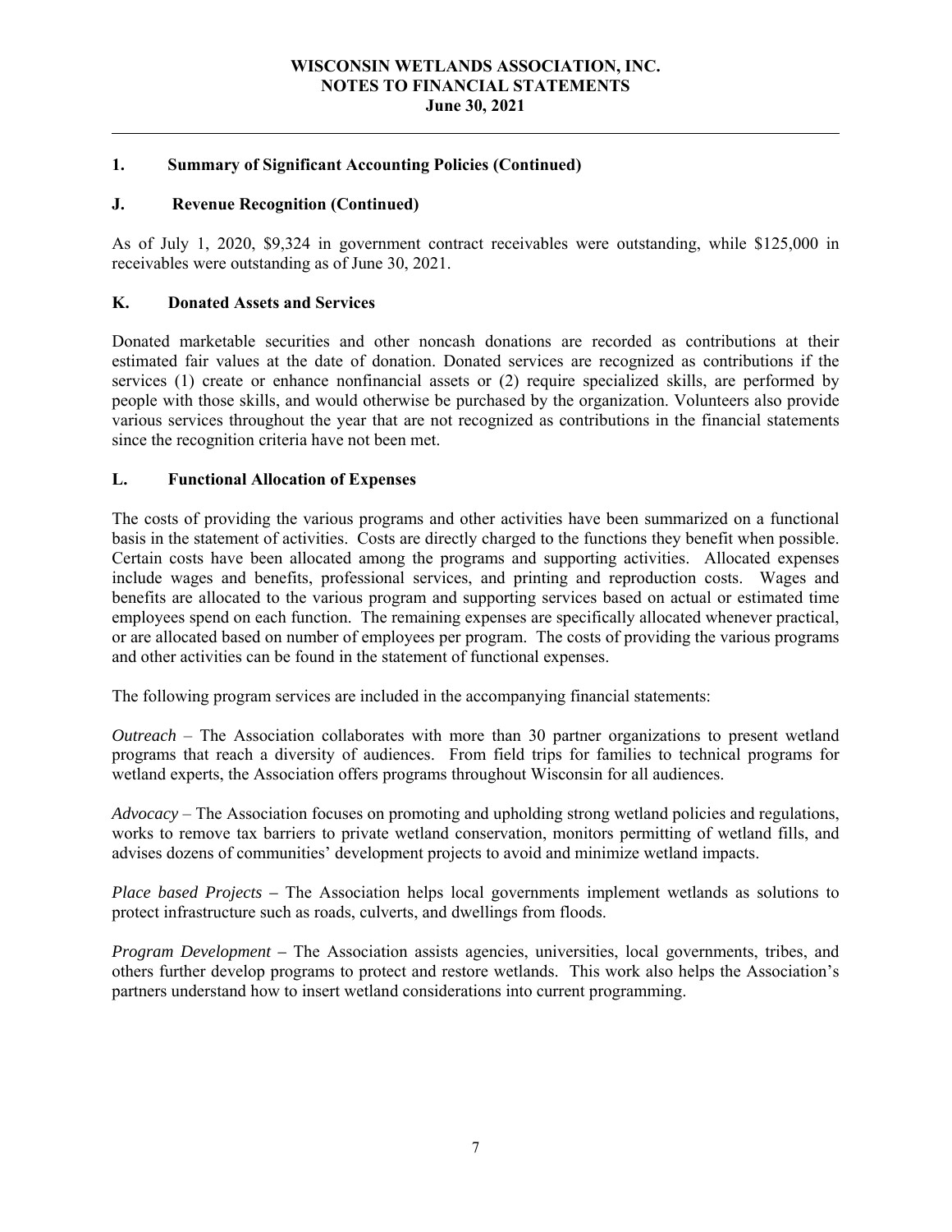## 1. Summary of Significant Accounting Policies (Continued)

### J. Revenue Recognition (Continued)

As of July 1, 2020, $9,324 in government contract receivables were outstanding, while $125,000 in receivables were outstanding as of June 30, 2021.

### K. Donated Assets and Services

Donated marketable securities and other noncash donations are recorded as contributions at their estimated fair values at the date of donation. Donated services are recognized as contributions if the services (1) create or enhance nonfinancial assets or (2) require specialized skills, are performed by people with those skills, and would otherwise be purchased by the organization. Volunteers also provide various services throughout the year that are not recognized as contributions in the financial statements since the recognition criteria have not been met.

### L. Functional Allocation of Expenses

The costs of providing the various programs and other activities have been summarized on a functional basis in the statement of activities. Costs are directly charged to the functions they benefit when possible. Certain costs have been allocated among the programs and supporting activities. Allocated expenses include wages and benefits, professional services, and printing and reproduction costs. Wages and benefits are allocated to the various program and supporting services based on actual or estimated time employees spend on each function. The remaining expenses are specifically allocated whenever practical, or are allocated based on number of employees per program. The costs of providing the various programs and other activities can be found in the statement of functional expenses.

The following program services are included in the accompanying financial statements:

*Outreach* – The Association collaborates with more than 30 partner organizations to present wetland programs that reach a diversity of audiences. From field trips for families to technical programs for wetland experts, the Association offers programs throughout Wisconsin for all audiences.

*Advocacy* – The Association focuses on promoting and upholding strong wetland policies and regulations, works to remove tax barriers to private wetland conservation, monitors permitting of wetland fills, and advises dozens of communities' development projects to avoid and minimize wetland impacts.

*Place based Projects* – The Association helps local governments implement wetlands as solutions to protect infrastructure such as roads, culverts, and dwellings from floods.

*Program Development* – The Association assists agencies, universities, local governments, tribes, and others further develop programs to protect and restore wetlands. This work also helps the Association's partners understand how to insert wetland considerations into current programming.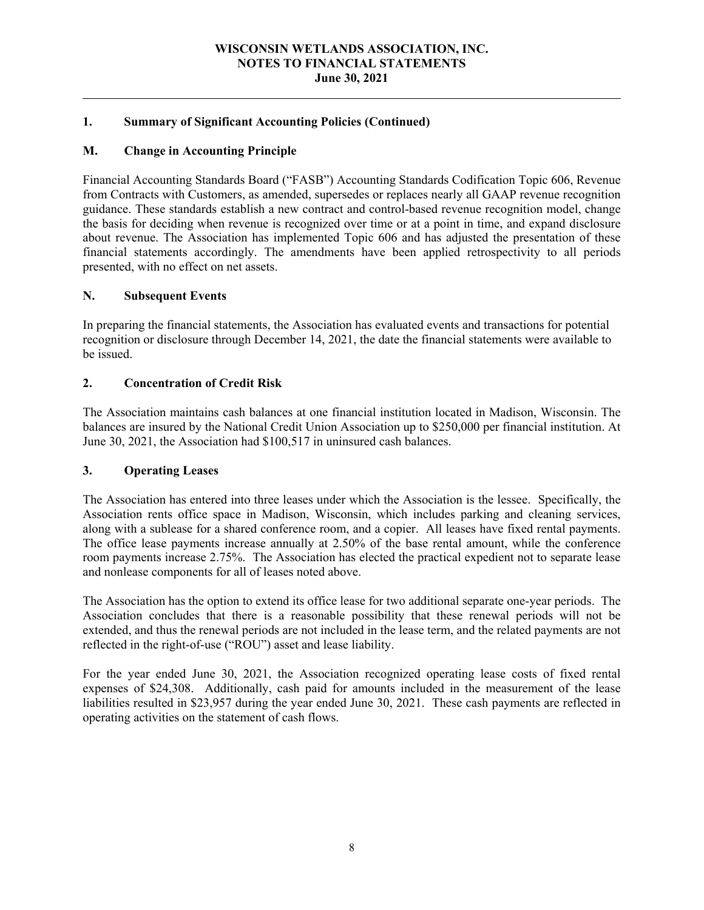## 1. Summary of Significant Accounting Policies (Continued)

### M. Change in Accounting Principle

Financial Accounting Standards Board ("FASB") Accounting Standards Codification Topic 606, Revenue from Contracts with Customers, as amended, supersedes or replaces nearly all GAAP revenue recognition guidance. These standards establish a new contract and control-based revenue recognition model, change the basis for deciding when revenue is recognized over time or at a point in time, and expand disclosure about revenue. The Association has implemented Topic 606 and has adjusted the presentation of these financial statements accordingly. The amendments have been applied retrospectivity to all periods presented, with no effect on net assets.

### N. Subsequent Events

In preparing the financial statements, the Association has evaluated events and transactions for potential recognition or disclosure through December 14, 2021, the date the financial statements were available to be issued.

## 2. Concentration of Credit Risk

The Association maintains cash balances at one financial institution located in Madison, Wisconsin. The balances are insured by the National Credit Union Association up to $250,000 per financial institution. At June 30, 2021, the Association had $100,517 in uninsured cash balances.

## 3. Operating Leases

The Association has entered into three leases under which the Association is the lessee. Specifically, the Association rents office space in Madison, Wisconsin, which includes parking and cleaning services, along with a sublease for a shared conference room, and a copier. All leases have fixed rental payments. The office lease payments increase annually at 2.50% of the base rental amount, while the conference room payments increase 2.75%. The Association has elected the practical expedient not to separate lease and nonlease components for all of leases noted above.

The Association has the option to extend its office lease for two additional separate one-year periods. The Association concludes that there is a reasonable possibility that these renewal periods will not be extended, and thus the renewal periods are not included in the lease term, and the related payments are not reflected in the right-of-use ("ROU") asset and lease liability.

For the year ended June 30, 2021, the Association recognized operating lease costs of fixed rental expenses of $24,308. Additionally, cash paid for amounts included in the measurement of the lease liabilities resulted in $23,957 during the year ended June 30, 2021. These cash payments are reflected in operating activities on the statement of cash flows.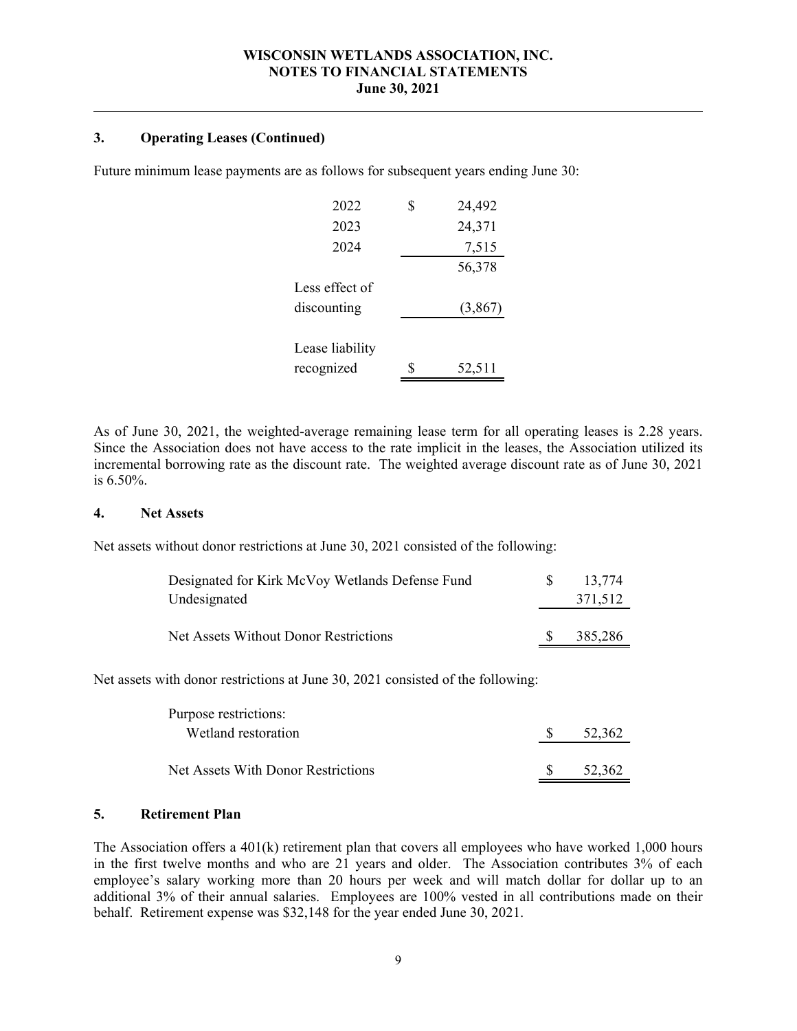## 3. Operating Leases (Continued)

Future minimum lease payments are as follows for subsequent years ending June 30:

| | |
|---|---|
| 2022 | $ 24,492 |
| 2023 | 24,371 |
| 2024 | 7,515 |
| | 56,378 |
| Less effect of discounting | (3,867) |
| Lease liability recognized | $ 52,511 |

As of June 30, 2021, the weighted-average remaining lease term for all operating leases is 2.28 years. Since the Association does not have access to the rate implicit in the leases, the Association utilized its incremental borrowing rate as the discount rate. The weighted average discount rate as of June 30, 2021 is 6.50%.

## 4. Net Assets

Net assets without donor restrictions at June 30, 2021 consisted of the following:

| | |
|---|---|
| Designated for Kirk McVoy Wetlands Defense Fund | $ 13,774 |
| Undesignated | 371,512 |
| Net Assets Without Donor Restrictions | $ 385,286 |

Net assets with donor restrictions at June 30, 2021 consisted of the following:

| | |
|---|---|
| Purpose restrictions: | |
| Wetland restoration | $ 52,362 |
| Net Assets With Donor Restrictions | $ 52,362 |

## 5. Retirement Plan

The Association offers a 401(k) retirement plan that covers all employees who have worked 1,000 hours in the first twelve months and who are 21 years and older. The Association contributes 3% of each employee's salary working more than 20 hours per week and will match dollar for dollar up to an additional 3% of their annual salaries. Employees are 100% vested in all contributions made on their behalf. Retirement expense was $32,148 for the year ended June 30, 2021.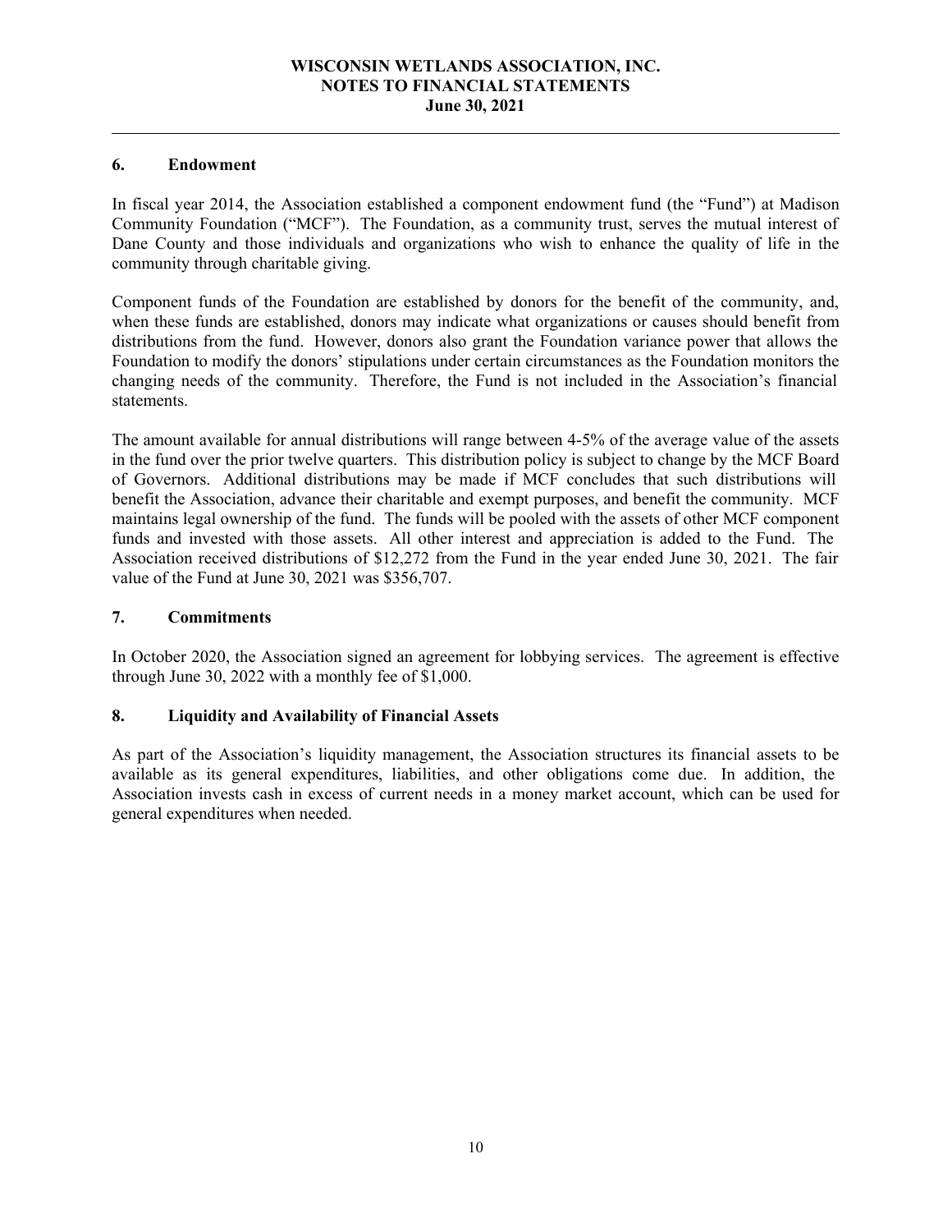## 6. Endowment

In fiscal year 2014, the Association established a component endowment fund (the "Fund") at Madison Community Foundation ("MCF"). The Foundation, as a community trust, serves the mutual interest of Dane County and those individuals and organizations who wish to enhance the quality of life in the community through charitable giving.

Component funds of the Foundation are established by donors for the benefit of the community, and, when these funds are established, donors may indicate what organizations or causes should benefit from distributions from the fund. However, donors also grant the Foundation variance power that allows the Foundation to modify the donors' stipulations under certain circumstances as the Foundation monitors the changing needs of the community. Therefore, the Fund is not included in the Association's financial statements.

The amount available for annual distributions will range between 4-5% of the average value of the assets in the fund over the prior twelve quarters. This distribution policy is subject to change by the MCF Board of Governors. Additional distributions may be made if MCF concludes that such distributions will benefit the Association, advance their charitable and exempt purposes, and benefit the community. MCF maintains legal ownership of the fund. The funds will be pooled with the assets of other MCF component funds and invested with those assets. All other interest and appreciation is added to the Fund. The Association received distributions of $12,272 from the Fund in the year ended June 30, 2021. The fair value of the Fund at June 30, 2021 was $356,707.

## 7. Commitments

In October 2020, the Association signed an agreement for lobbying services. The agreement is effective through June 30, 2022 with a monthly fee of $1,000.

## 8. Liquidity and Availability of Financial Assets

As part of the Association's liquidity management, the Association structures its financial assets to be available as its general expenditures, liabilities, and other obligations come due. In addition, the Association invests cash in excess of current needs in a money market account, which can be used for general expenditures when needed.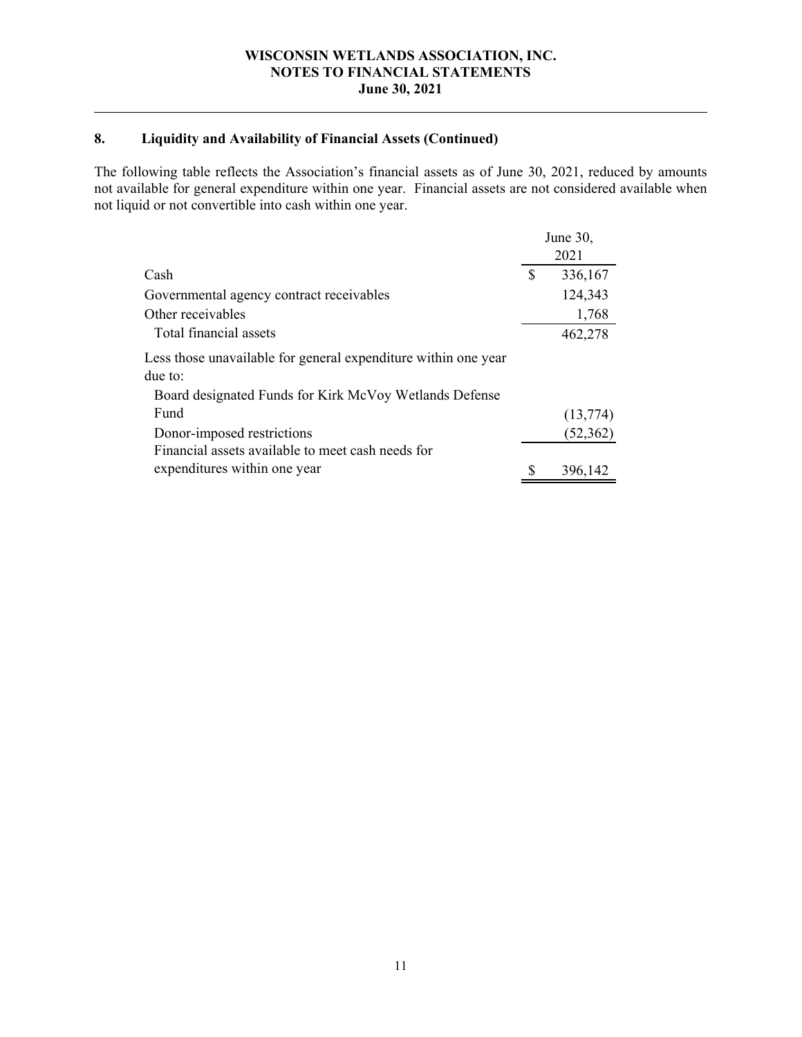## 8. Liquidity and Availability of Financial Assets (Continued)

The following table reflects the Association's financial assets as of June 30, 2021, reduced by amounts not available for general expenditure within one year. Financial assets are not considered available when not liquid or not convertible into cash within one year.

| | June 30, 2021 |
|---|---|
| Cash | $ 336,167 |
| Governmental agency contract receivables | 124,343 |
| Other receivables | 1,768 |
| Total financial assets | 462,278 |
| Less those unavailable for general expenditure within one year due to: | |
| Board designated Funds for Kirk McVoy Wetlands Defense Fund | (13,774) |
| Donor-imposed restrictions | (52,362) |
| Financial assets available to meet cash needs for expenditures within one year | $ 396,142 |